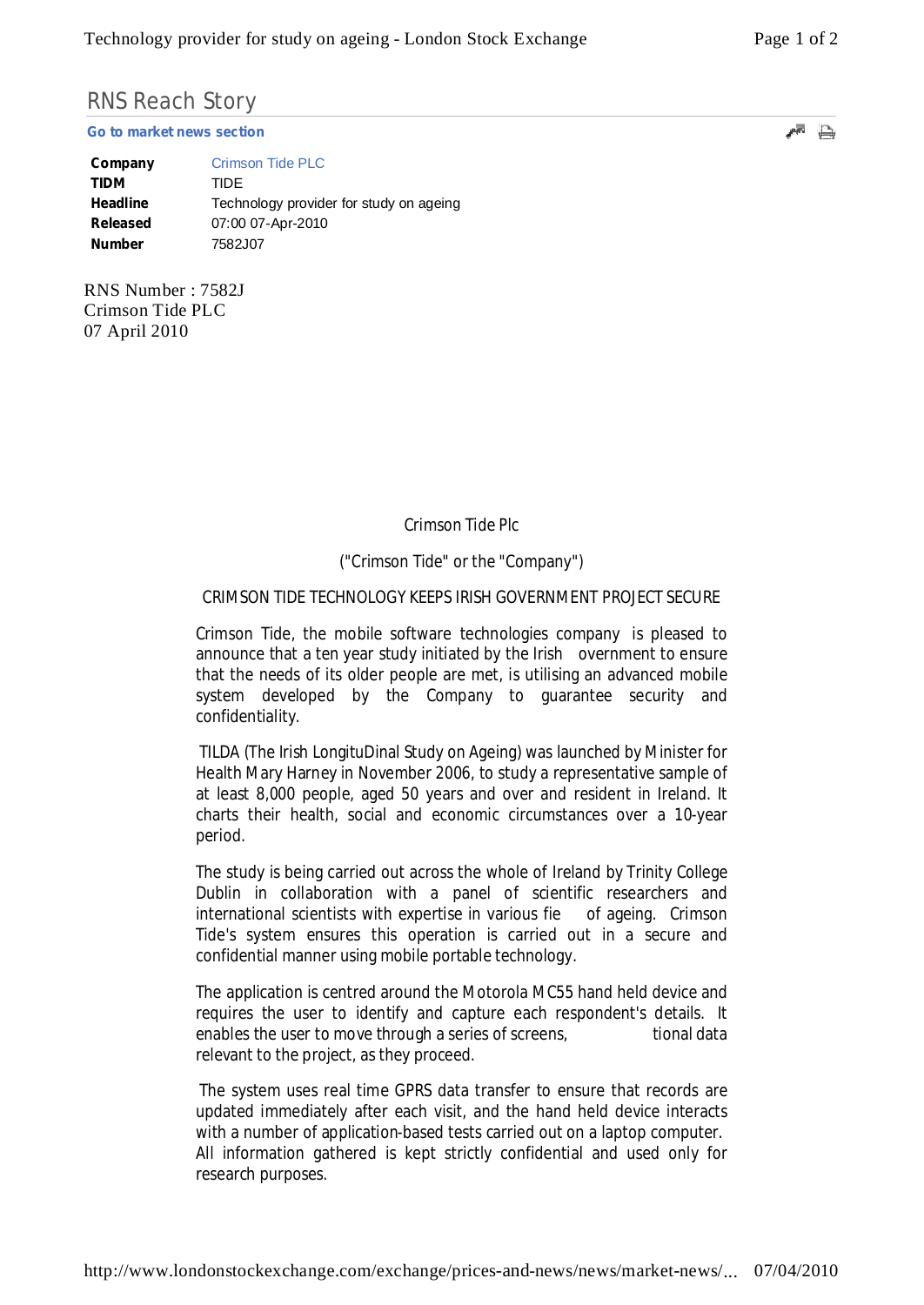# RNS Reach Story

**Go to market news section**

| | |
|---|---|
| **Company** | Crimson Tide PLC |
| **TIDM** | TIDE |
| **Headline** | Technology provider for study on ageing |
| **Released** | 07:00 07-Apr-2010 |
| **Number** | 7582J07 |

RNS Number : 7582J
Crimson Tide PLC
07 April 2010

Crimson Tide Plc

("Crimson Tide" or the "Company")

CRIMSON TIDE TECHNOLOGY KEEPS IRISH GOVERNMENT PROJECT SECURE

Crimson Tide, the mobile software technologies company is pleased to announce that a ten year study initiated by the Irish overnment to ensure that the needs of its older people are met, is utilising an advanced mobile system developed by the Company to guarantee security and confidentiality.

TILDA (The Irish LongituDinal Study on Ageing) was launched by Minister for Health Mary Harney in November 2006, to study a representative sample of at least 8,000 people, aged 50 years and over and resident in Ireland. It charts their health, social and economic circumstances over a 10-year period.

The study is being carried out across the whole of Ireland by Trinity College Dublin in collaboration with a panel of scientific researchers and international scientists with expertise in various fie of ageing. Crimson Tide's system ensures this operation is carried out in a secure and confidential manner using mobile portable technology.

The application is centred around the Motorola MC55 hand held device and requires the user to identify and capture each respondent's details. It enables the user to move through a series of screens, tional data relevant to the project, as they proceed.

The system uses real time GPRS data transfer to ensure that records are updated immediately after each visit, and the hand held device interacts with a number of application-based tests carried out on a laptop computer. All information gathered is kept strictly confidential and used only for research purposes.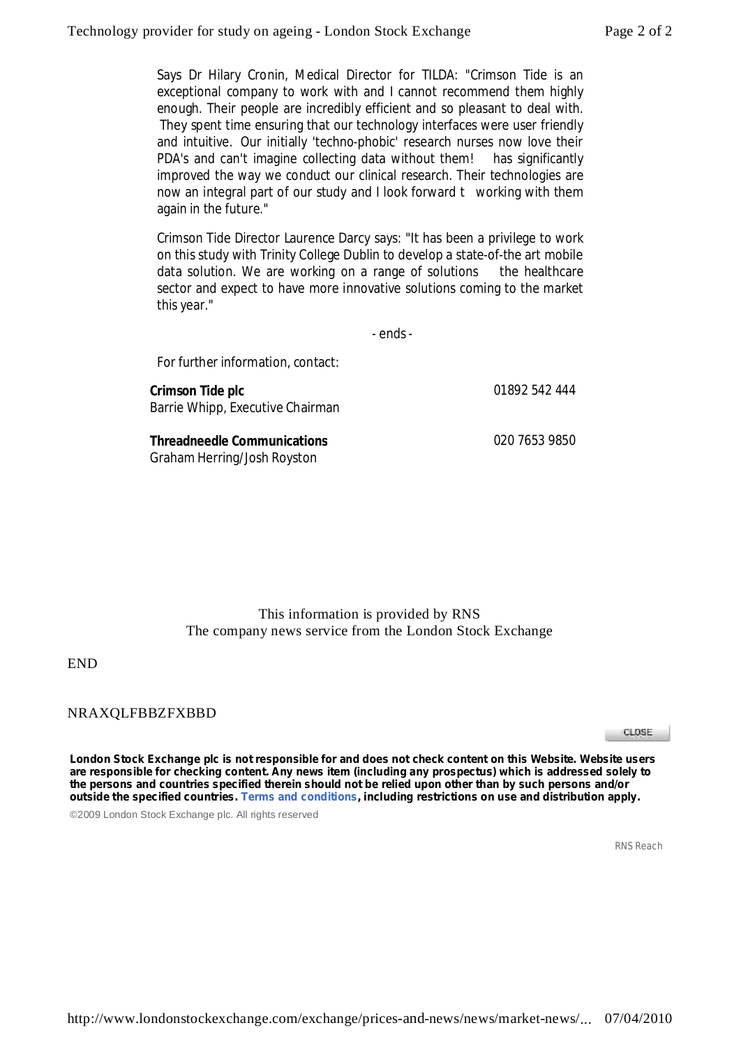Says Dr Hilary Cronin, Medical Director for TILDA: "Crimson Tide is an exceptional company to work with and I cannot recommend them highly enough. Their people are incredibly efficient and so pleasant to deal with. They spent time ensuring that our technology interfaces were user friendly and intuitive. Our initially 'techno-phobic' research nurses now love their PDA's and can't imagine collecting data without them! has significantly improved the way we conduct our clinical research. Their technologies are now an integral part of our study and I look forward t working with them again in the future."

Crimson Tide Director Laurence Darcy says: "It has been a privilege to work on this study with Trinity College Dublin to develop a state-of-the art mobile data solution. We are working on a range of solutions the healthcare sector and expect to have more innovative solutions coming to the market this year."

- ends -

For further information, contact:

| | |
|---|---|
| **Crimson Tide plc**<br>Barrie Whipp, Executive Chairman | 01892 542 444 |
| **Threadneedle Communications**<br>Graham Herring/Josh Royston | 020 7653 9850 |

This information is provided by RNS
The company news service from the London Stock Exchange

END

NRAXQLFBBZFXBBD

CLOSE

**London Stock Exchange plc is not responsible for and does not check content on this Website. Website users are responsible for checking content. Any news item (including any prospectus) which is addressed solely to the persons and countries specified therein should not be relied upon other than by such persons and/or outside the specified countries. Terms and conditions, including restrictions on use and distribution apply.**

©2009 London Stock Exchange plc. All rights reserved

RNS Reach